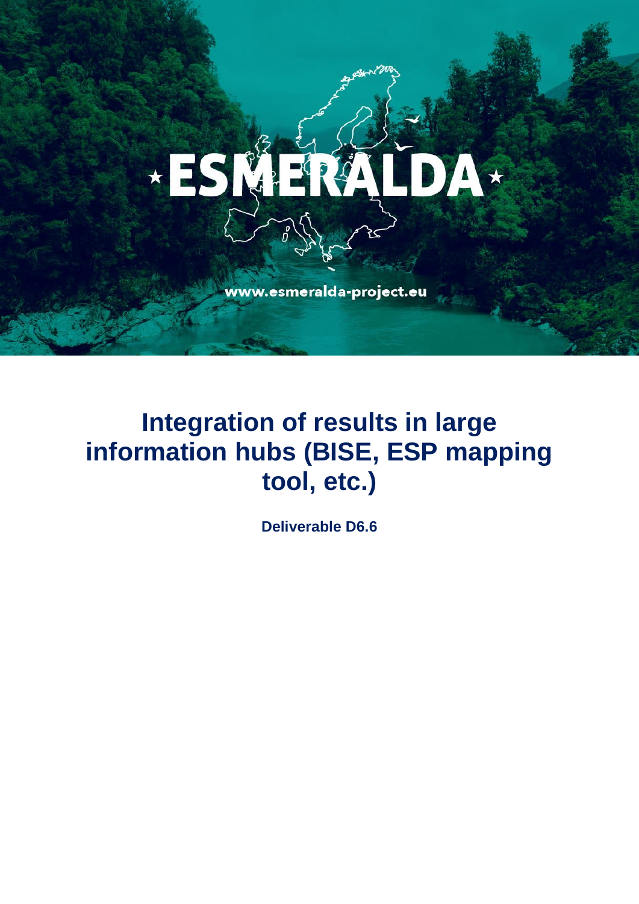ESMERALDA

www.esmeralda-project.eu

# Integration of results in large information hubs (BISE, ESP mapping tool, etc.)

**Deliverable D6.6**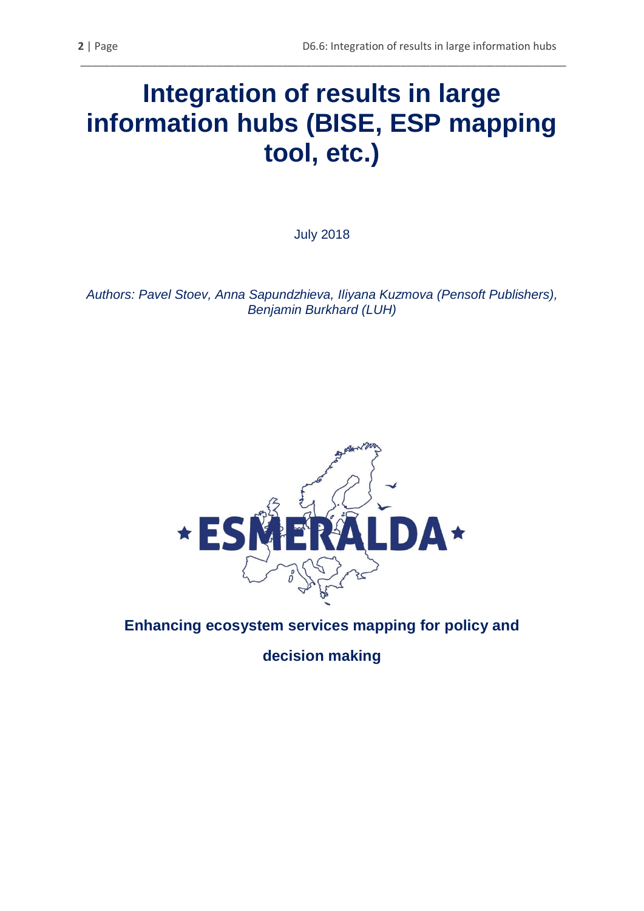# Integration of results in large information hubs (BISE, ESP mapping tool, etc.)

July 2018

*Authors: Pavel Stoev, Anna Sapundzhieva, Iliyana Kuzmova (Pensoft Publishers), Benjamin Burkhard (LUH)*

**ESMERALDA**

**Enhancing ecosystem services mapping for policy and decision making**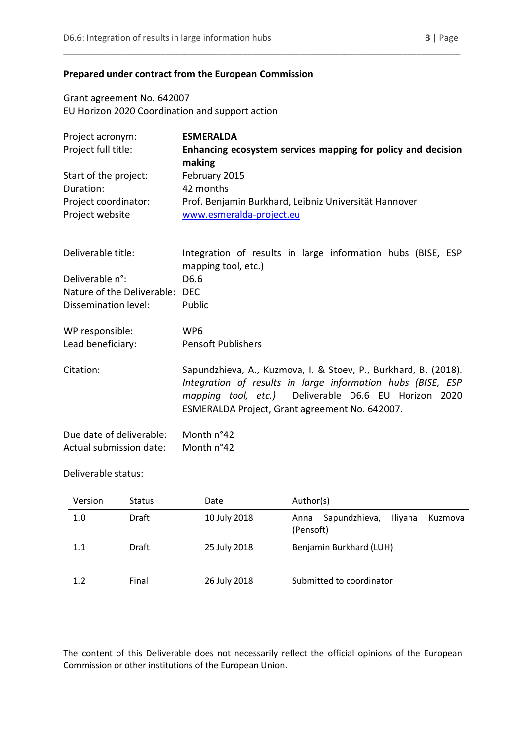**Prepared under contract from the European Commission**

Grant agreement No. 642007
EU Horizon 2020 Coordination and support action

| | |
|---|---|
| Project acronym: | **ESMERALDA** |
| Project full title: | **Enhancing ecosystem services mapping for policy and decision making** |
| Start of the project: | February 2015 |
| Duration: | 42 months |
| Project coordinator: | Prof. Benjamin Burkhard, Leibniz Universität Hannover |
| Project website | www.esmeralda-project.eu |

| | |
|---|---|
| Deliverable title: | Integration of results in large information hubs (BISE, ESP mapping tool, etc.) |
| Deliverable n°: | D6.6 |
| Nature of the Deliverable: | DEC |
| Dissemination level: | Public |
| WP responsible: | WP6 |
| Lead beneficiary: | Pensoft Publishers |
| Citation: | Sapundzhieva, A., Kuzmova, I. & Stoev, P., Burkhard, B. (2018). *Integration of results in large information hubs (BISE, ESP mapping tool, etc.)* Deliverable D6.6 EU Horizon 2020 ESMERALDA Project, Grant agreement No. 642007. |
| Due date of deliverable: | Month n°42 |
| Actual submission date: | Month n°42 |

Deliverable status:

| Version | Status | Date | Author(s) |
|---|---|---|---|
| 1.0 | Draft | 10 July 2018 | Anna Sapundzhieva, Iliyana Kuzmova (Pensoft) |
| 1.1 | Draft | 25 July 2018 | Benjamin Burkhard (LUH) |
| 1.2 | Final | 26 July 2018 | Submitted to coordinator |

The content of this Deliverable does not necessarily reflect the official opinions of the European Commission or other institutions of the European Union.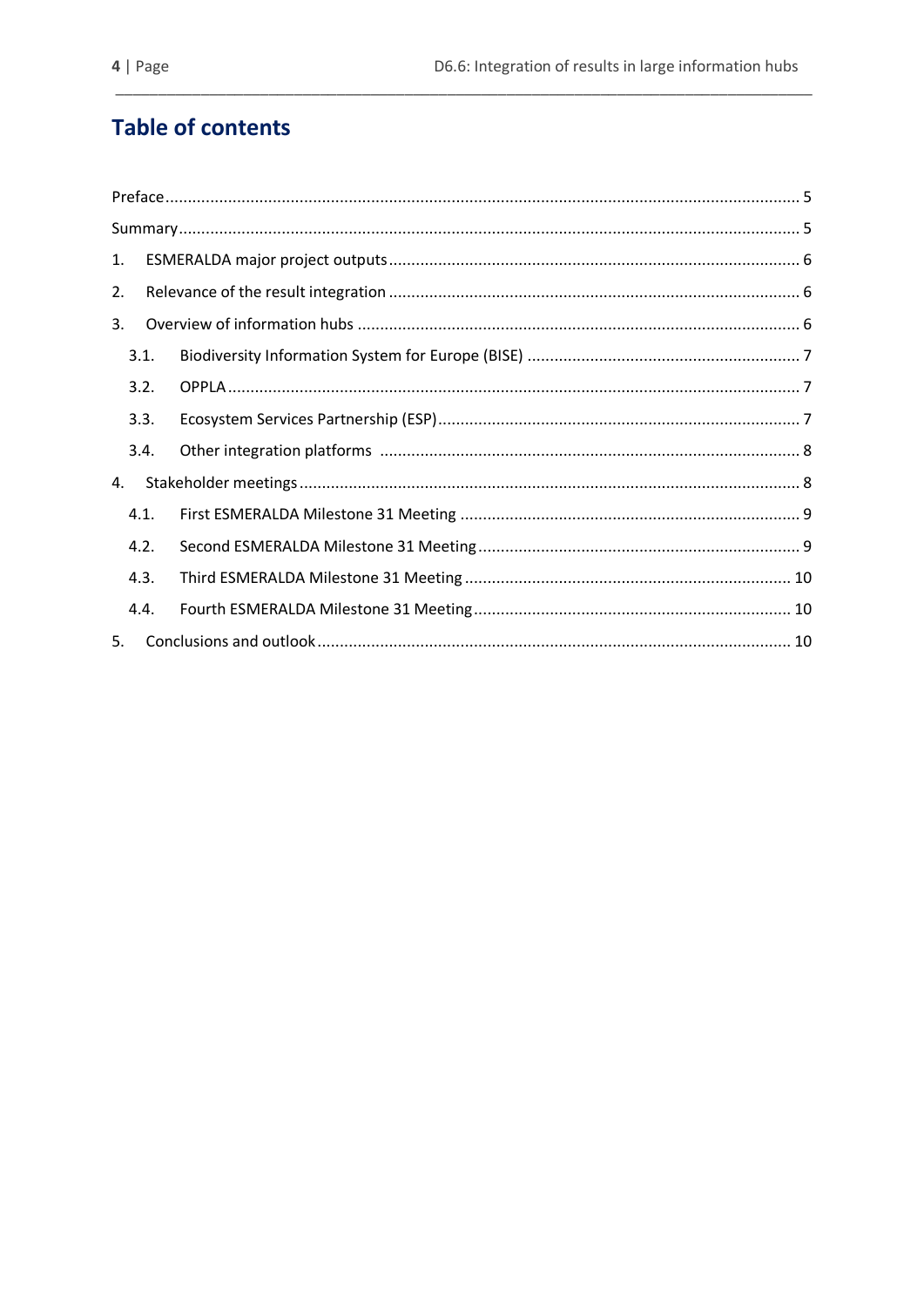# Table of contents

Preface ........................................................................................................................................... 5

Summary ......................................................................................................................................... 5

1. ESMERALDA major project outputs ........................................................................................... 6

2. Relevance of the result integration ........................................................................................... 6

3. Overview of information hubs .................................................................................................. 6

   3.1. Biodiversity Information System for Europe (BISE) ............................................................. 7

   3.2. OPPLA ............................................................................................................................... 7

   3.3. Ecosystem Services Partnership (ESP) ................................................................................ 7

   3.4. Other integration platforms ............................................................................................. 8

4. Stakeholder meetings ............................................................................................................... 8

   4.1. First ESMERALDA Milestone 31 Meeting ........................................................................... 9

   4.2. Second ESMERALDA Milestone 31 Meeting ....................................................................... 9

   4.3. Third ESMERALDA Milestone 31 Meeting ........................................................................ 10

   4.4. Fourth ESMERALDA Milestone 31 Meeting ...................................................................... 10

5. Conclusions and outlook ......................................................................................................... 10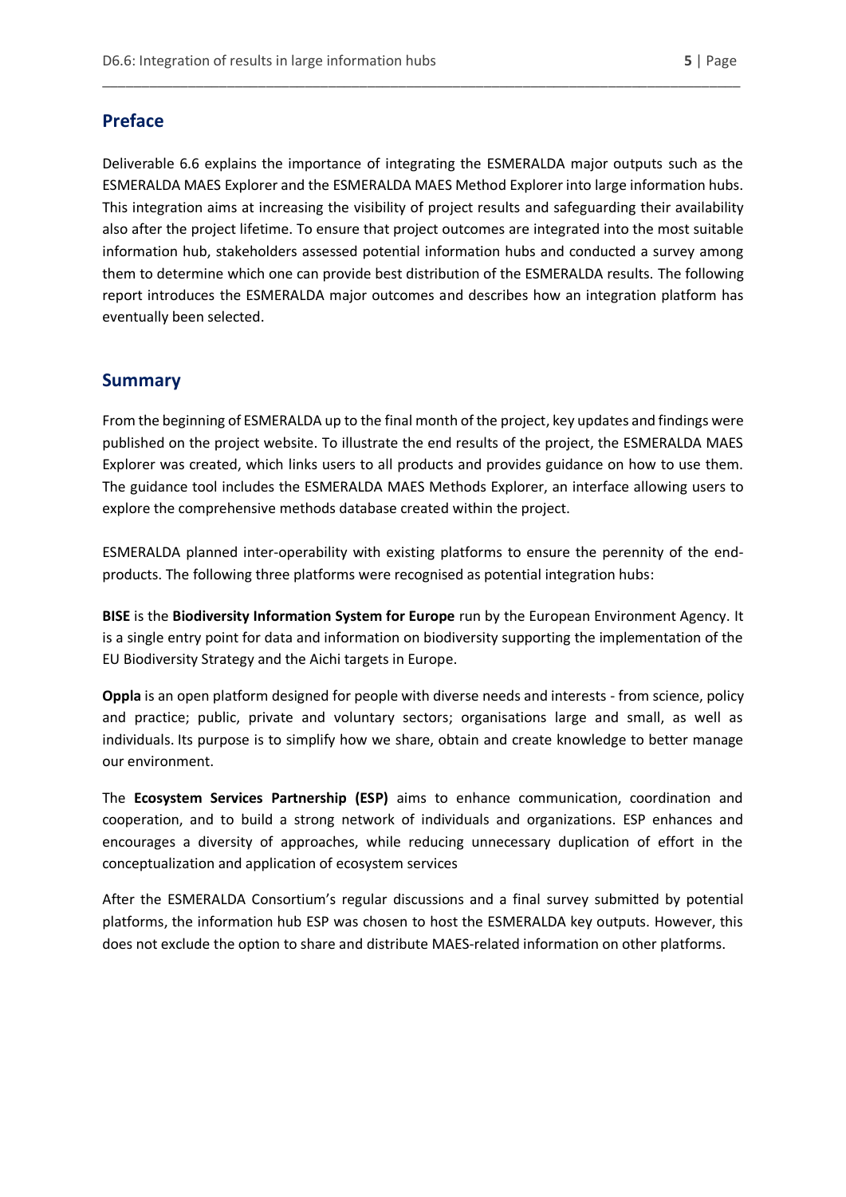## Preface

Deliverable 6.6 explains the importance of integrating the ESMERALDA major outputs such as the ESMERALDA MAES Explorer and the ESMERALDA MAES Method Explorer into large information hubs. This integration aims at increasing the visibility of project results and safeguarding their availability also after the project lifetime. To ensure that project outcomes are integrated into the most suitable information hub, stakeholders assessed potential information hubs and conducted a survey among them to determine which one can provide best distribution of the ESMERALDA results. The following report introduces the ESMERALDA major outcomes and describes how an integration platform has eventually been selected.

## Summary

From the beginning of ESMERALDA up to the final month of the project, key updates and findings were published on the project website. To illustrate the end results of the project, the ESMERALDA MAES Explorer was created, which links users to all products and provides guidance on how to use them. The guidance tool includes the ESMERALDA MAES Methods Explorer, an interface allowing users to explore the comprehensive methods database created within the project.

ESMERALDA planned inter-operability with existing platforms to ensure the perennity of the end-products. The following three platforms were recognised as potential integration hubs:

**BISE** is the **Biodiversity Information System for Europe** run by the European Environment Agency. It is a single entry point for data and information on biodiversity supporting the implementation of the EU Biodiversity Strategy and the Aichi targets in Europe.

**Oppla** is an open platform designed for people with diverse needs and interests - from science, policy and practice; public, private and voluntary sectors; organisations large and small, as well as individuals. Its purpose is to simplify how we share, obtain and create knowledge to better manage our environment.

The **Ecosystem Services Partnership (ESP)** aims to enhance communication, coordination and cooperation, and to build a strong network of individuals and organizations. ESP enhances and encourages a diversity of approaches, while reducing unnecessary duplication of effort in the conceptualization and application of ecosystem services

After the ESMERALDA Consortium's regular discussions and a final survey submitted by potential platforms, the information hub ESP was chosen to host the ESMERALDA key outputs. However, this does not exclude the option to share and distribute MAES-related information on other platforms.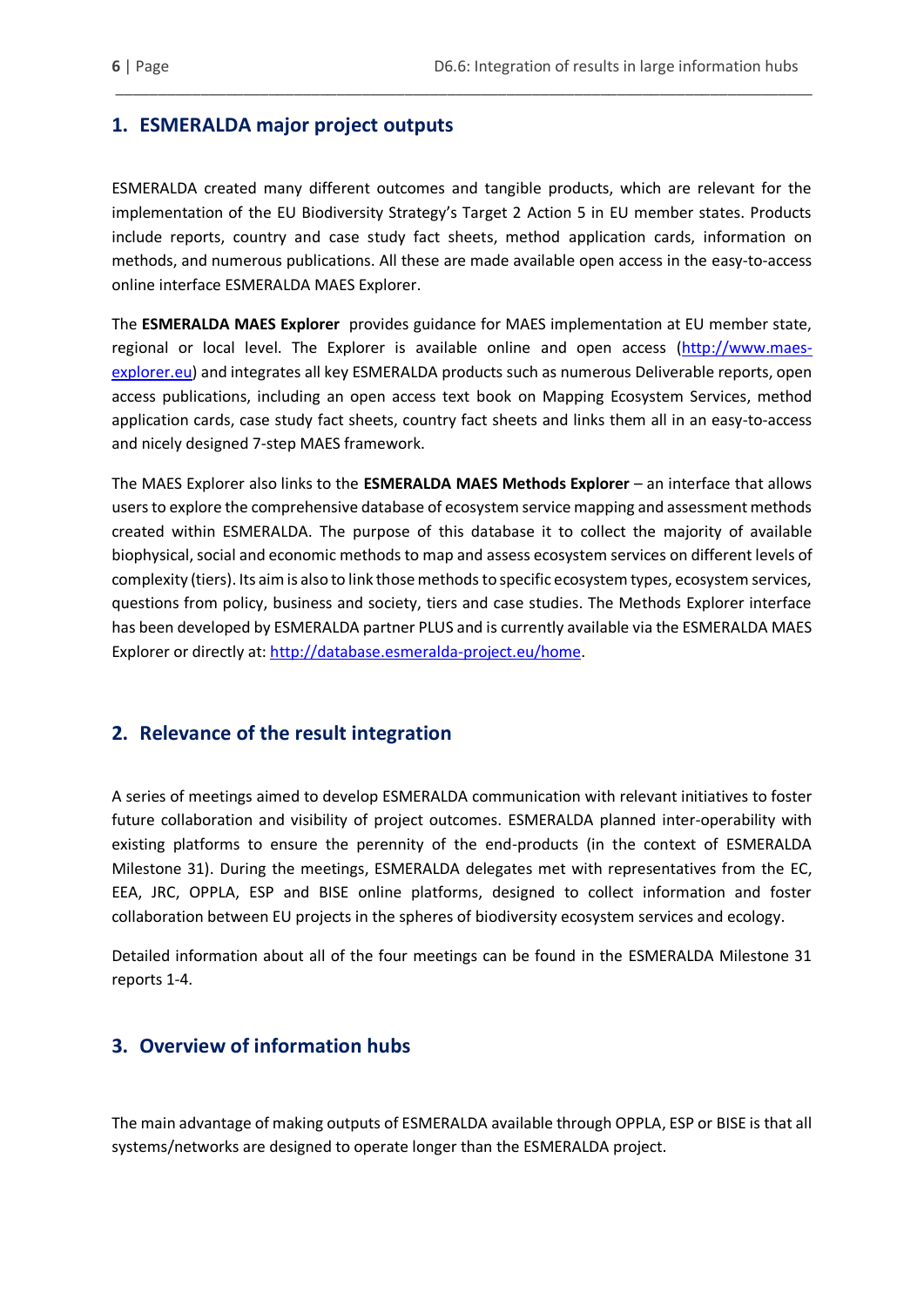## 1. ESMERALDA major project outputs

ESMERALDA created many different outcomes and tangible products, which are relevant for the implementation of the EU Biodiversity Strategy's Target 2 Action 5 in EU member states. Products include reports, country and case study fact sheets, method application cards, information on methods, and numerous publications. All these are made available open access in the easy-to-access online interface ESMERALDA MAES Explorer.

The **ESMERALDA MAES Explorer** provides guidance for MAES implementation at EU member state, regional or local level. The Explorer is available online and open access (http://www.maes-explorer.eu) and integrates all key ESMERALDA products such as numerous Deliverable reports, open access publications, including an open access text book on Mapping Ecosystem Services, method application cards, case study fact sheets, country fact sheets and links them all in an easy-to-access and nicely designed 7-step MAES framework.

The MAES Explorer also links to the **ESMERALDA MAES Methods Explorer** – an interface that allows users to explore the comprehensive database of ecosystem service mapping and assessment methods created within ESMERALDA. The purpose of this database it to collect the majority of available biophysical, social and economic methods to map and assess ecosystem services on different levels of complexity (tiers). Its aim is also to link those methods to specific ecosystem types, ecosystem services, questions from policy, business and society, tiers and case studies. The Methods Explorer interface has been developed by ESMERALDA partner PLUS and is currently available via the ESMERALDA MAES Explorer or directly at: http://database.esmeralda-project.eu/home.

## 2. Relevance of the result integration

A series of meetings aimed to develop ESMERALDA communication with relevant initiatives to foster future collaboration and visibility of project outcomes. ESMERALDA planned inter-operability with existing platforms to ensure the perennity of the end-products (in the context of ESMERALDA Milestone 31). During the meetings, ESMERALDA delegates met with representatives from the EC, EEA, JRC, OPPLA, ESP and BISE online platforms, designed to collect information and foster collaboration between EU projects in the spheres of biodiversity ecosystem services and ecology.

Detailed information about all of the four meetings can be found in the ESMERALDA Milestone 31 reports 1-4.

## 3. Overview of information hubs

The main advantage of making outputs of ESMERALDA available through OPPLA, ESP or BISE is that all systems/networks are designed to operate longer than the ESMERALDA project.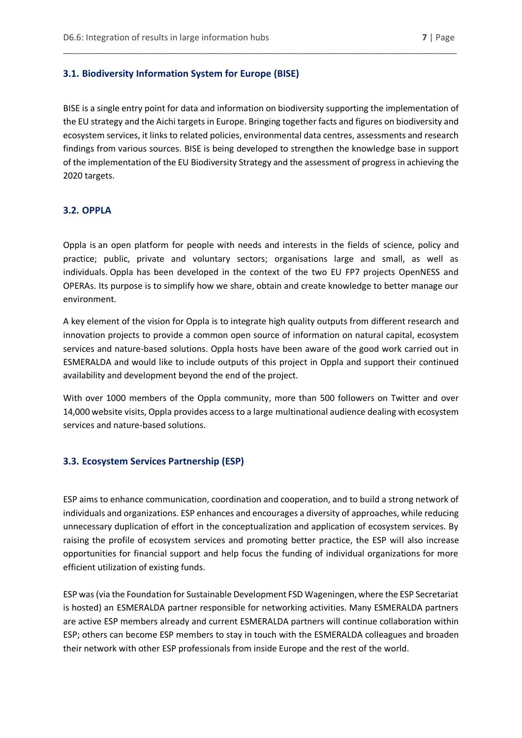### 3.1. Biodiversity Information System for Europe (BISE)

BISE is a single entry point for data and information on biodiversity supporting the implementation of the EU strategy and the Aichi targets in Europe. Bringing together facts and figures on biodiversity and ecosystem services, it links to related policies, environmental data centres, assessments and research findings from various sources. BISE is being developed to strengthen the knowledge base in support of the implementation of the EU Biodiversity Strategy and the assessment of progress in achieving the 2020 targets.

### 3.2. OPPLA

Oppla is an open platform for people with needs and interests in the fields of science, policy and practice; public, private and voluntary sectors; organisations large and small, as well as individuals. Oppla has been developed in the context of the two EU FP7 projects OpenNESS and OPERAs. Its purpose is to simplify how we share, obtain and create knowledge to better manage our environment.

A key element of the vision for Oppla is to integrate high quality outputs from different research and innovation projects to provide a common open source of information on natural capital, ecosystem services and nature-based solutions. Oppla hosts have been aware of the good work carried out in ESMERALDA and would like to include outputs of this project in Oppla and support their continued availability and development beyond the end of the project.

With over 1000 members of the Oppla community, more than 500 followers on Twitter and over 14,000 website visits, Oppla provides access to a large multinational audience dealing with ecosystem services and nature-based solutions.

### 3.3. Ecosystem Services Partnership (ESP)

ESP aims to enhance communication, coordination and cooperation, and to build a strong network of individuals and organizations. ESP enhances and encourages a diversity of approaches, while reducing unnecessary duplication of effort in the conceptualization and application of ecosystem services. By raising the profile of ecosystem services and promoting better practice, the ESP will also increase opportunities for financial support and help focus the funding of individual organizations for more efficient utilization of existing funds.

ESP was (via the Foundation for Sustainable Development FSD Wageningen, where the ESP Secretariat is hosted) an ESMERALDA partner responsible for networking activities. Many ESMERALDA partners are active ESP members already and current ESMERALDA partners will continue collaboration within ESP; others can become ESP members to stay in touch with the ESMERALDA colleagues and broaden their network with other ESP professionals from inside Europe and the rest of the world.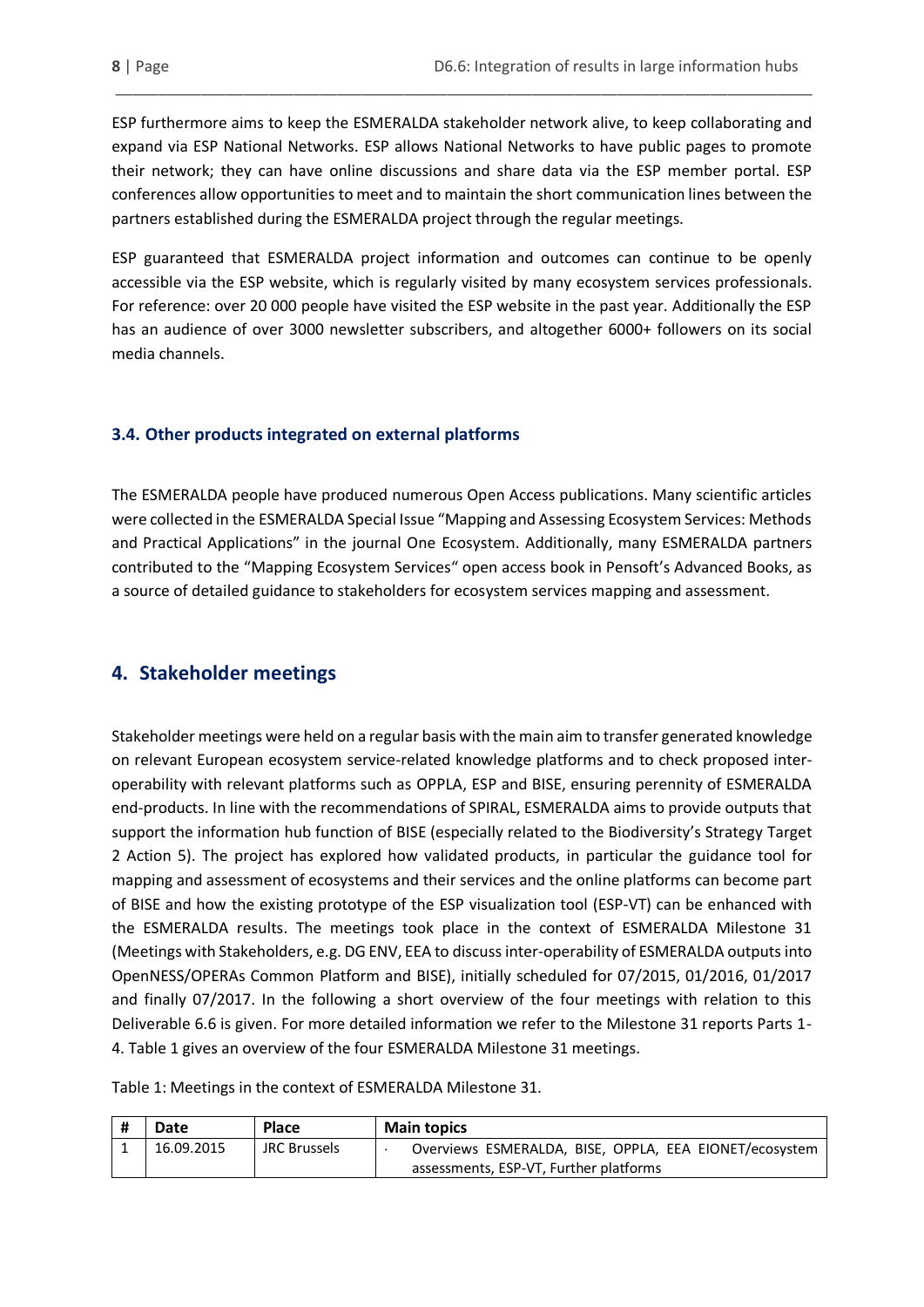ESP furthermore aims to keep the ESMERALDA stakeholder network alive, to keep collaborating and expand via ESP National Networks. ESP allows National Networks to have public pages to promote their network; they can have online discussions and share data via the ESP member portal. ESP conferences allow opportunities to meet and to maintain the short communication lines between the partners established during the ESMERALDA project through the regular meetings.

ESP guaranteed that ESMERALDA project information and outcomes can continue to be openly accessible via the ESP website, which is regularly visited by many ecosystem services professionals. For reference: over 20 000 people have visited the ESP website in the past year. Additionally the ESP has an audience of over 3000 newsletter subscribers, and altogether 6000+ followers on its social media channels.

### 3.4. Other products integrated on external platforms

The ESMERALDA people have produced numerous Open Access publications. Many scientific articles were collected in the ESMERALDA Special Issue "Mapping and Assessing Ecosystem Services: Methods and Practical Applications" in the journal One Ecosystem. Additionally, many ESMERALDA partners contributed to the "Mapping Ecosystem Services" open access book in Pensoft's Advanced Books, as a source of detailed guidance to stakeholders for ecosystem services mapping and assessment.

## 4. Stakeholder meetings

Stakeholder meetings were held on a regular basis with the main aim to transfer generated knowledge on relevant European ecosystem service-related knowledge platforms and to check proposed inter-operability with relevant platforms such as OPPLA, ESP and BISE, ensuring perennity of ESMERALDA end-products. In line with the recommendations of SPIRAL, ESMERALDA aims to provide outputs that support the information hub function of BISE (especially related to the Biodiversity's Strategy Target 2 Action 5). The project has explored how validated products, in particular the guidance tool for mapping and assessment of ecosystems and their services and the online platforms can become part of BISE and how the existing prototype of the ESP visualization tool (ESP-VT) can be enhanced with the ESMERALDA results. The meetings took place in the context of ESMERALDA Milestone 31 (Meetings with Stakeholders, e.g. DG ENV, EEA to discuss inter-operability of ESMERALDA outputs into OpenNESS/OPERAs Common Platform and BISE), initially scheduled for 07/2015, 01/2016, 01/2017 and finally 07/2017. In the following a short overview of the four meetings with relation to this Deliverable 6.6 is given. For more detailed information we refer to the Milestone 31 reports Parts 1-4. Table 1 gives an overview of the four ESMERALDA Milestone 31 meetings.

Table 1: Meetings in the context of ESMERALDA Milestone 31.

| # | Date | Place | Main topics |
|---|---|---|---|
| 1 | 16.09.2015 | JRC Brussels | · Overviews ESMERALDA, BISE, OPPLA, EEA EIONET/ecosystem assessments, ESP-VT, Further platforms |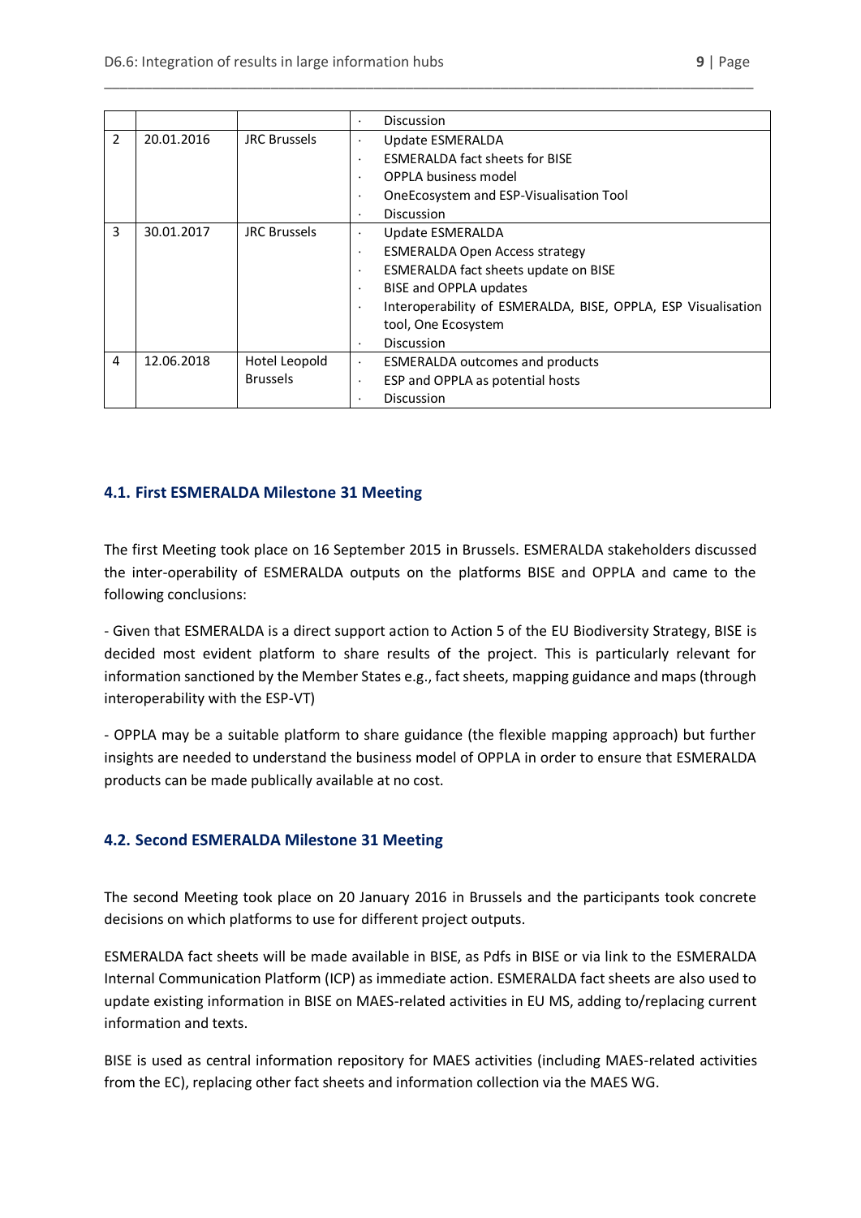| | | | |
|---|---|---|---|
| | | | · Discussion |
| 2 | 20.01.2016 | JRC Brussels | · Update ESMERALDA<br>· ESMERALDA fact sheets for BISE<br>· OPPLA business model<br>· OneEcosystem and ESP-Visualisation Tool<br>· Discussion |
| 3 | 30.01.2017 | JRC Brussels | · Update ESMERALDA<br>· ESMERALDA Open Access strategy<br>· ESMERALDA fact sheets update on BISE<br>· BISE and OPPLA updates<br>· Interoperability of ESMERALDA, BISE, OPPLA, ESP Visualisation tool, One Ecosystem<br>· Discussion |
| 4 | 12.06.2018 | Hotel Leopold Brussels | · ESMERALDA outcomes and products<br>· ESP and OPPLA as potential hosts<br>· Discussion |

### 4.1. First ESMERALDA Milestone 31 Meeting

The first Meeting took place on 16 September 2015 in Brussels. ESMERALDA stakeholders discussed the inter-operability of ESMERALDA outputs on the platforms BISE and OPPLA and came to the following conclusions:

- Given that ESMERALDA is a direct support action to Action 5 of the EU Biodiversity Strategy, BISE is decided most evident platform to share results of the project. This is particularly relevant for information sanctioned by the Member States e.g., fact sheets, mapping guidance and maps (through interoperability with the ESP-VT)

- OPPLA may be a suitable platform to share guidance (the flexible mapping approach) but further insights are needed to understand the business model of OPPLA in order to ensure that ESMERALDA products can be made publically available at no cost.

### 4.2. Second ESMERALDA Milestone 31 Meeting

The second Meeting took place on 20 January 2016 in Brussels and the participants took concrete decisions on which platforms to use for different project outputs.

ESMERALDA fact sheets will be made available in BISE, as Pdfs in BISE or via link to the ESMERALDA Internal Communication Platform (ICP) as immediate action. ESMERALDA fact sheets are also used to update existing information in BISE on MAES-related activities in EU MS, adding to/replacing current information and texts.

BISE is used as central information repository for MAES activities (including MAES-related activities from the EC), replacing other fact sheets and information collection via the MAES WG.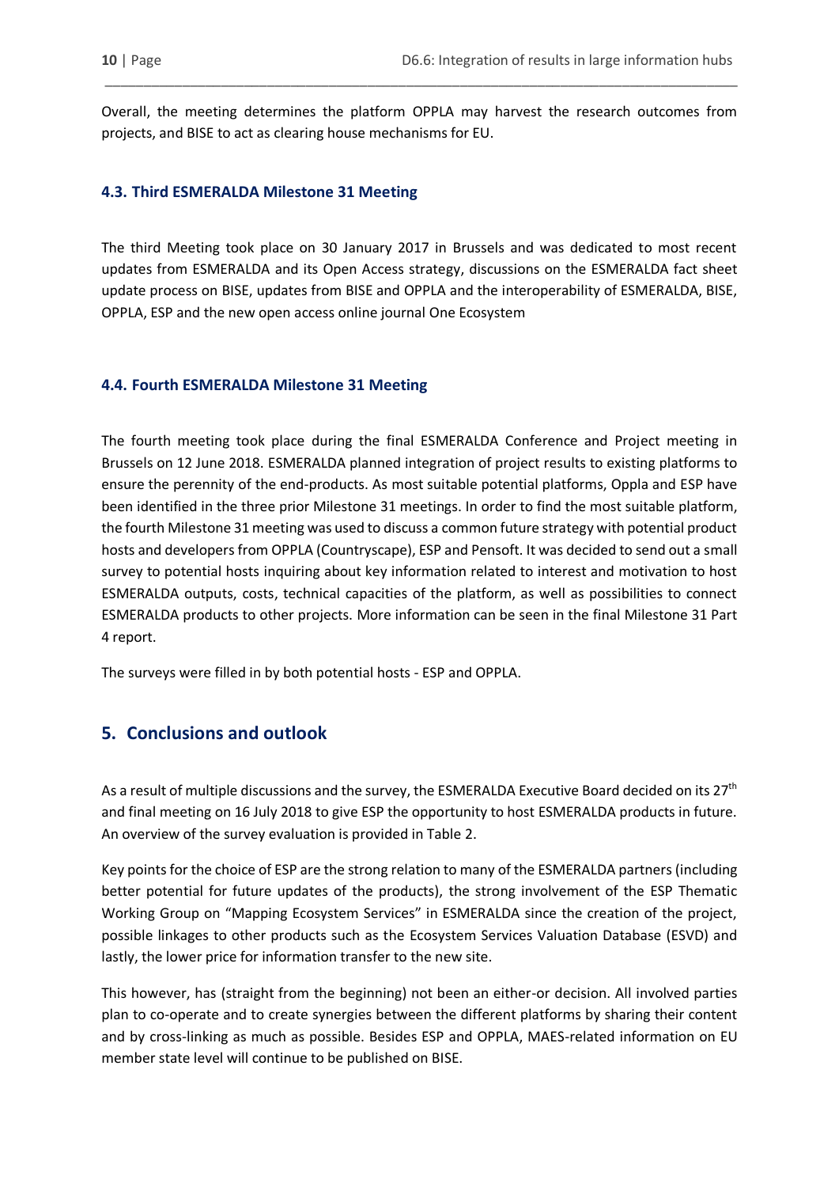Overall, the meeting determines the platform OPPLA may harvest the research outcomes from projects, and BISE to act as clearing house mechanisms for EU.

### 4.3. Third ESMERALDA Milestone 31 Meeting

The third Meeting took place on 30 January 2017 in Brussels and was dedicated to most recent updates from ESMERALDA and its Open Access strategy, discussions on the ESMERALDA fact sheet update process on BISE, updates from BISE and OPPLA and the interoperability of ESMERALDA, BISE, OPPLA, ESP and the new open access online journal One Ecosystem

### 4.4. Fourth ESMERALDA Milestone 31 Meeting

The fourth meeting took place during the final ESMERALDA Conference and Project meeting in Brussels on 12 June 2018. ESMERALDA planned integration of project results to existing platforms to ensure the perennity of the end-products. As most suitable potential platforms, Oppla and ESP have been identified in the three prior Milestone 31 meetings. In order to find the most suitable platform, the fourth Milestone 31 meeting was used to discuss a common future strategy with potential product hosts and developers from OPPLA (Countryscape), ESP and Pensoft. It was decided to send out a small survey to potential hosts inquiring about key information related to interest and motivation to host ESMERALDA outputs, costs, technical capacities of the platform, as well as possibilities to connect ESMERALDA products to other projects. More information can be seen in the final Milestone 31 Part 4 report.

The surveys were filled in by both potential hosts - ESP and OPPLA.

## 5. Conclusions and outlook

As a result of multiple discussions and the survey, the ESMERALDA Executive Board decided on its 27th and final meeting on 16 July 2018 to give ESP the opportunity to host ESMERALDA products in future. An overview of the survey evaluation is provided in Table 2.

Key points for the choice of ESP are the strong relation to many of the ESMERALDA partners (including better potential for future updates of the products), the strong involvement of the ESP Thematic Working Group on "Mapping Ecosystem Services" in ESMERALDA since the creation of the project, possible linkages to other products such as the Ecosystem Services Valuation Database (ESVD) and lastly, the lower price for information transfer to the new site.

This however, has (straight from the beginning) not been an either-or decision. All involved parties plan to co-operate and to create synergies between the different platforms by sharing their content and by cross-linking as much as possible. Besides ESP and OPPLA, MAES-related information on EU member state level will continue to be published on BISE.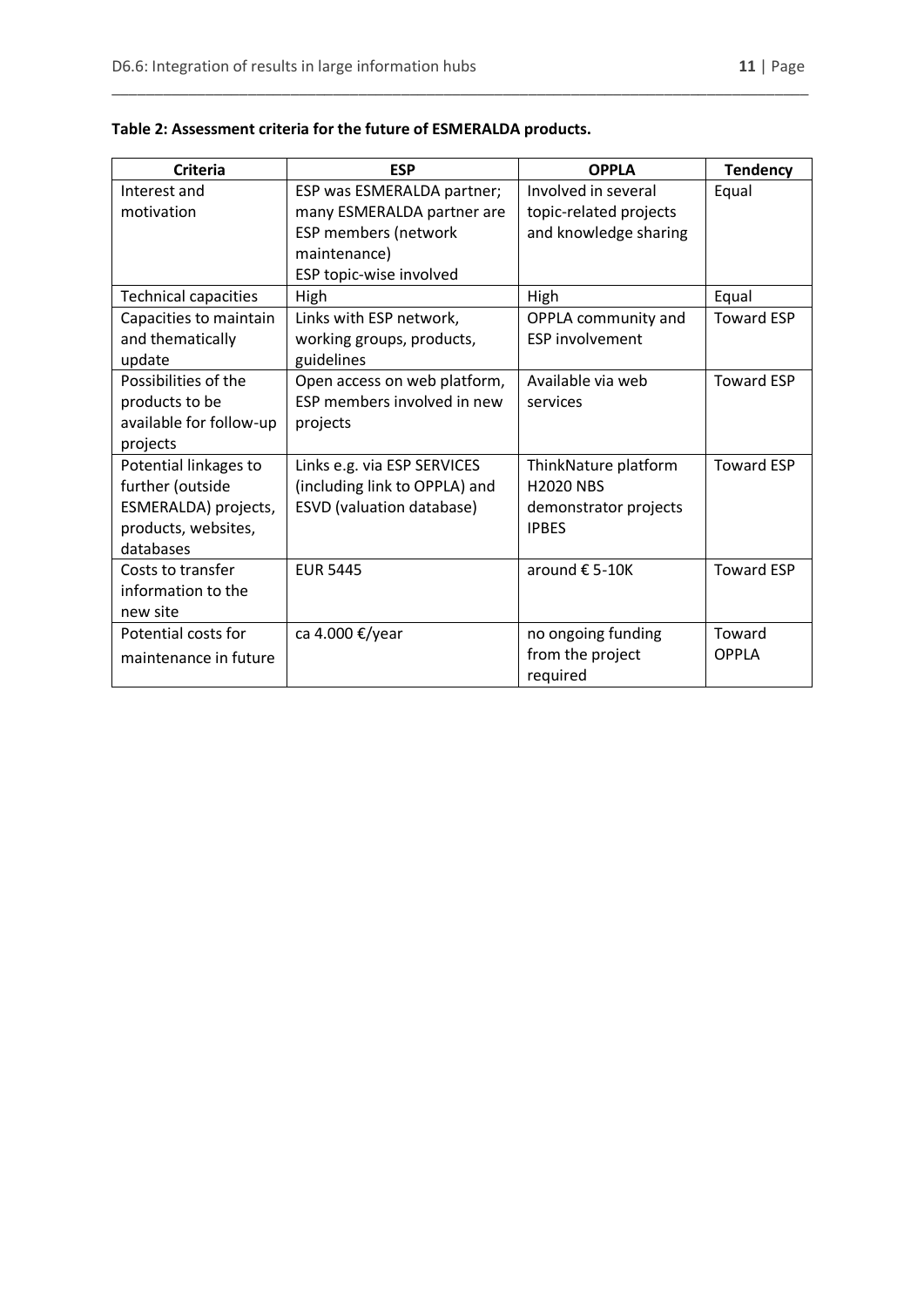**Table 2: Assessment criteria for the future of ESMERALDA products.**

| Criteria | ESP | OPPLA | Tendency |
|---|---|---|---|
| Interest and motivation | ESP was ESMERALDA partner; many ESMERALDA partner are ESP members (network maintenance) ESP topic-wise involved | Involved in several topic-related projects and knowledge sharing | Equal |
| Technical capacities | High | High | Equal |
| Capacities to maintain and thematically update | Links with ESP network, working groups, products, guidelines | OPPLA community and ESP involvement | Toward ESP |
| Possibilities of the products to be available for follow-up projects | Open access on web platform, ESP members involved in new projects | Available via web services | Toward ESP |
| Potential linkages to further (outside ESMERALDA) projects, products, websites, databases | Links e.g. via ESP SERVICES (including link to OPPLA) and ESVD (valuation database) | ThinkNature platform H2020 NBS demonstrator projects IPBES | Toward ESP |
| Costs to transfer information to the new site | EUR 5445 | around € 5-10K | Toward ESP |
| Potential costs for maintenance in future | ca 4.000 €/year | no ongoing funding from the project required | Toward OPPLA |